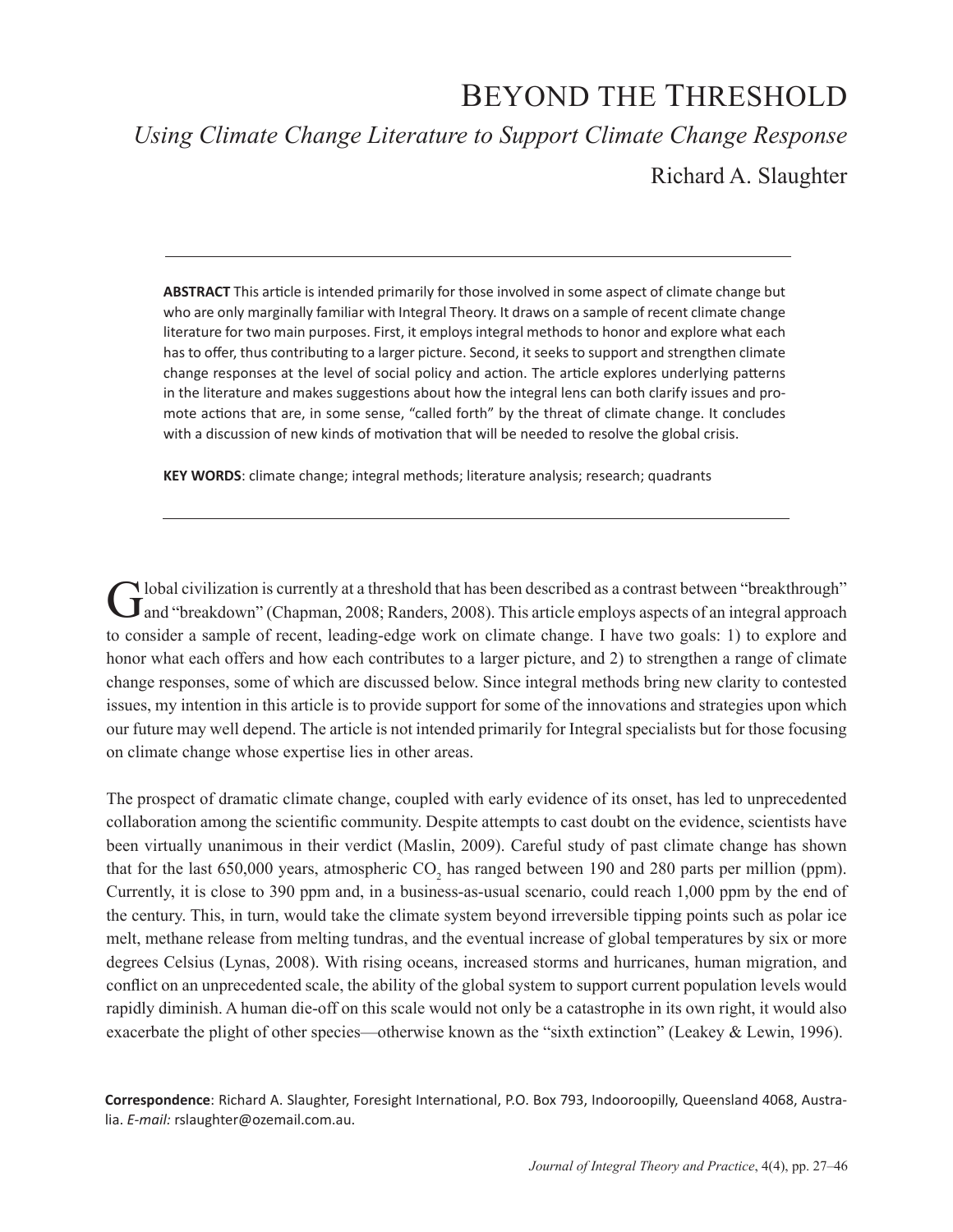# Beyond the Threshold

## *Using Climate Change Literature to Support Climate Change Response*

Richard A. Slaughter

**ABSTRACT** This article is intended primarily for those involved in some aspect of climate change but who are only marginally familiar with Integral Theory. It draws on a sample of recent climate change literature for two main purposes. First, it employs integral methods to honor and explore what each has to offer, thus contributing to a larger picture. Second, it seeks to support and strengthen climate change responses at the level of social policy and action. The article explores underlying patterns in the literature and makes suggestions about how the integral lens can both clarify issues and promote actions that are, in some sense, "called forth" by the threat of climate change. It concludes with a discussion of new kinds of motivation that will be needed to resolve the global crisis.

**KEY WORDS**: climate change; integral methods; literature analysis; research; quadrants

Global civilization is currently at a threshold that has been described as a contrast between "breakthrough" and "breakdown" (Chapman, 2008; Randers, 2008). This article employs aspects of an integral approach to consider a sample of recent, leading-edge work on climate change. I have two goals: 1) to explore and honor what each offers and how each contributes to a larger picture, and 2) to strengthen a range of climate change responses, some of which are discussed below. Since integral methods bring new clarity to contested issues, my intention in this article is to provide support for some of the innovations and strategies upon which our future may well depend. The article is not intended primarily for Integral specialists but for those focusing on climate change whose expertise lies in other areas.

The prospect of dramatic climate change, coupled with early evidence of its onset, has led to unprecedented collaboration among the scientific community. Despite attempts to cast doubt on the evidence, scientists have been virtually unanimous in their verdict (Maslin, 2009). Careful study of past climate change has shown that for the last 650,000 years, atmospheric $CO_2$ has ranged between 190 and 280 parts per million (ppm). Currently, it is close to 390 ppm and, in a business-as-usual scenario, could reach 1,000 ppm by the end of the century. This, in turn, would take the climate system beyond irreversible tipping points such as polar ice melt, methane release from melting tundras, and the eventual increase of global temperatures by six or more degrees Celsius (Lynas, 2008). With rising oceans, increased storms and hurricanes, human migration, and conflict on an unprecedented scale, the ability of the global system to support current population levels would rapidly diminish. A human die-off on this scale would not only be a catastrophe in its own right, it would also exacerbate the plight of other species—otherwise known as the "sixth extinction" (Leakey & Lewin, 1996).

**Correspondence**: Richard A. Slaughter, Foresight International, P.O. Box 793, Indooroopilly, Queensland 4068, Australia. *E-mail:* rslaughter@ozemail.com.au.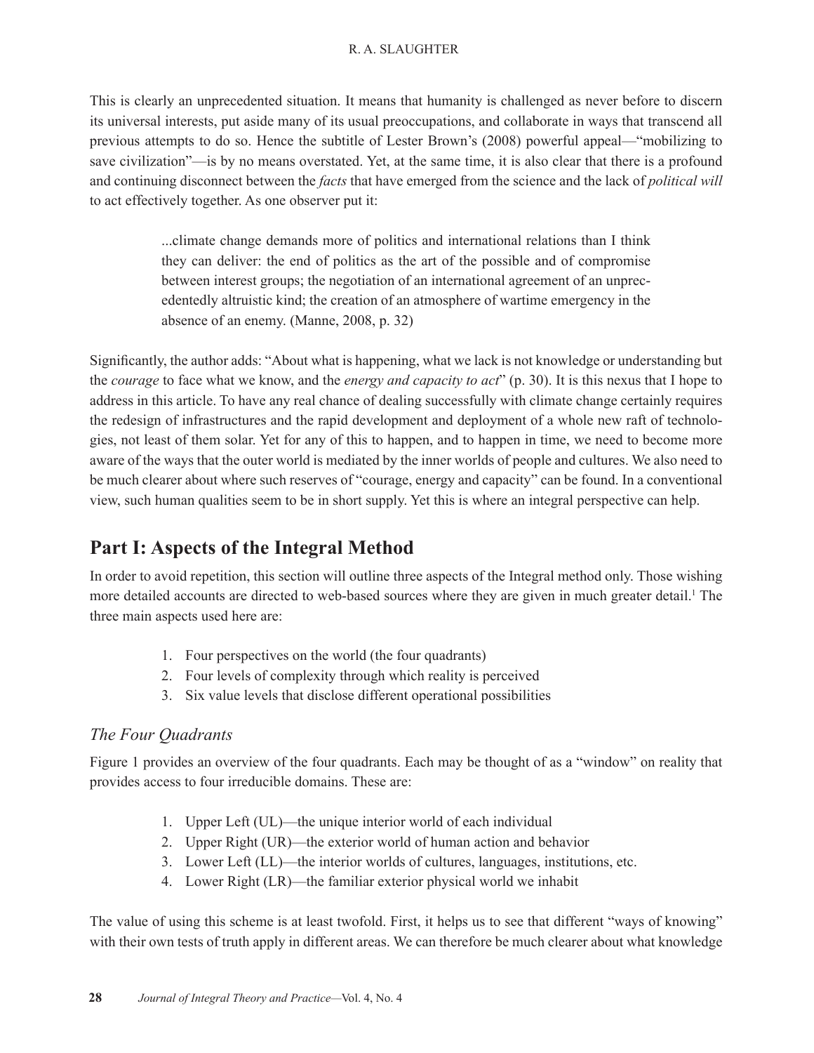This is clearly an unprecedented situation. It means that humanity is challenged as never before to discern its universal interests, put aside many of its usual preoccupations, and collaborate in ways that transcend all previous attempts to do so. Hence the subtitle of Lester Brown's (2008) powerful appeal—"mobilizing to save civilization"—is by no means overstated. Yet, at the same time, it is also clear that there is a profound and continuing disconnect between the *facts* that have emerged from the science and the lack of *political will* to act effectively together. As one observer put it:

> ...climate change demands more of politics and international relations than I think they can deliver: the end of politics as the art of the possible and of compromise between interest groups; the negotiation of an international agreement of an unprecedentedly altruistic kind; the creation of an atmosphere of wartime emergency in the absence of an enemy. (Manne, 2008, p. 32)

Significantly, the author adds: "About what is happening, what we lack is not knowledge or understanding but the *courage* to face what we know, and the *energy and capacity to act*" (p. 30). It is this nexus that I hope to address in this article. To have any real chance of dealing successfully with climate change certainly requires the redesign of infrastructures and the rapid development and deployment of a whole new raft of technologies, not least of them solar. Yet for any of this to happen, and to happen in time, we need to become more aware of the ways that the outer world is mediated by the inner worlds of people and cultures. We also need to be much clearer about where such reserves of "courage, energy and capacity" can be found. In a conventional view, such human qualities seem to be in short supply. Yet this is where an integral perspective can help.

## Part I: Aspects of the Integral Method

In order to avoid repetition, this section will outline three aspects of the Integral method only. Those wishing more detailed accounts are directed to web-based sources where they are given in much greater detail.[1] The three main aspects used here are:

1. Four perspectives on the world (the four quadrants)
2. Four levels of complexity through which reality is perceived
3. Six value levels that disclose different operational possibilities

### *The Four Quadrants*

Figure 1 provides an overview of the four quadrants. Each may be thought of as a "window" on reality that provides access to four irreducible domains. These are:

1. Upper Left (UL)—the unique interior world of each individual
2. Upper Right (UR)—the exterior world of human action and behavior
3. Lower Left (LL)—the interior worlds of cultures, languages, institutions, etc.
4. Lower Right (LR)—the familiar exterior physical world we inhabit

The value of using this scheme is at least twofold. First, it helps us to see that different "ways of knowing" with their own tests of truth apply in different areas. We can therefore be much clearer about what knowledge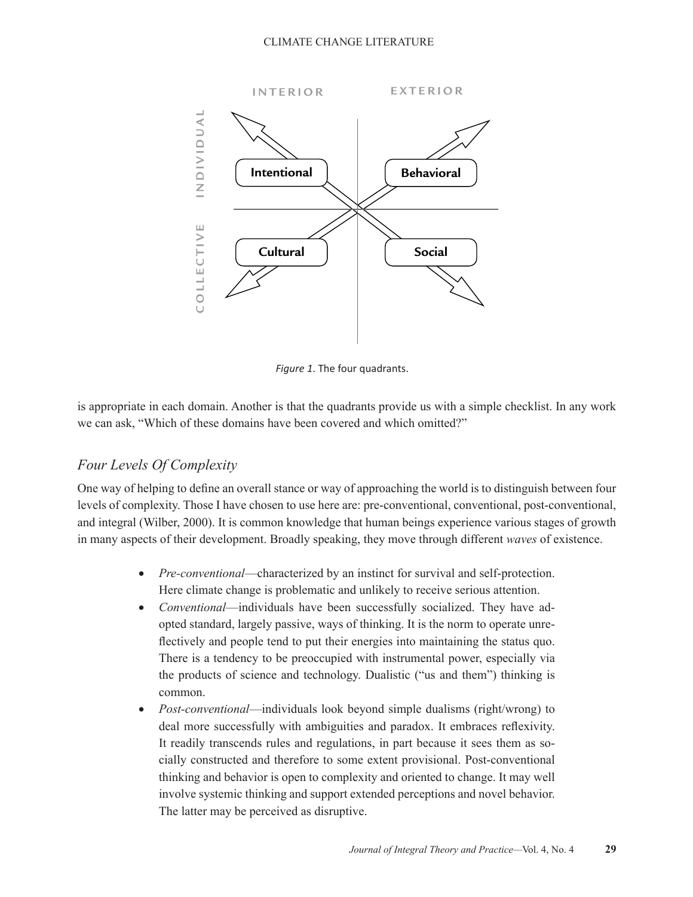Figure 1. The four quadrants.

is appropriate in each domain. Another is that the quadrants provide us with a simple checklist. In any work we can ask, "Which of these domains have been covered and which omitted?"

## *Four Levels Of Complexity*

One way of helping to define an overall stance or way of approaching the world is to distinguish between four levels of complexity. Those I have chosen to use here are: pre-conventional, conventional, post-conventional, and integral (Wilber, 2000). It is common knowledge that human beings experience various stages of growth in many aspects of their development. Broadly speaking, they move through different *waves* of existence.

- *Pre-conventional*—characterized by an instinct for survival and self-protection. Here climate change is problematic and unlikely to receive serious attention.
- *Conventional*—individuals have been successfully socialized. They have adopted standard, largely passive, ways of thinking. It is the norm to operate unreflectively and people tend to put their energies into maintaining the status quo. There is a tendency to be preoccupied with instrumental power, especially via the products of science and technology. Dualistic ("us and them") thinking is common.
- *Post-conventional*—individuals look beyond simple dualisms (right/wrong) to deal more successfully with ambiguities and paradox. It embraces reflexivity. It readily transcends rules and regulations, in part because it sees them as socially constructed and therefore to some extent provisional. Post-conventional thinking and behavior is open to complexity and oriented to change. It may well involve systemic thinking and support extended perceptions and novel behavior. The latter may be perceived as disruptive.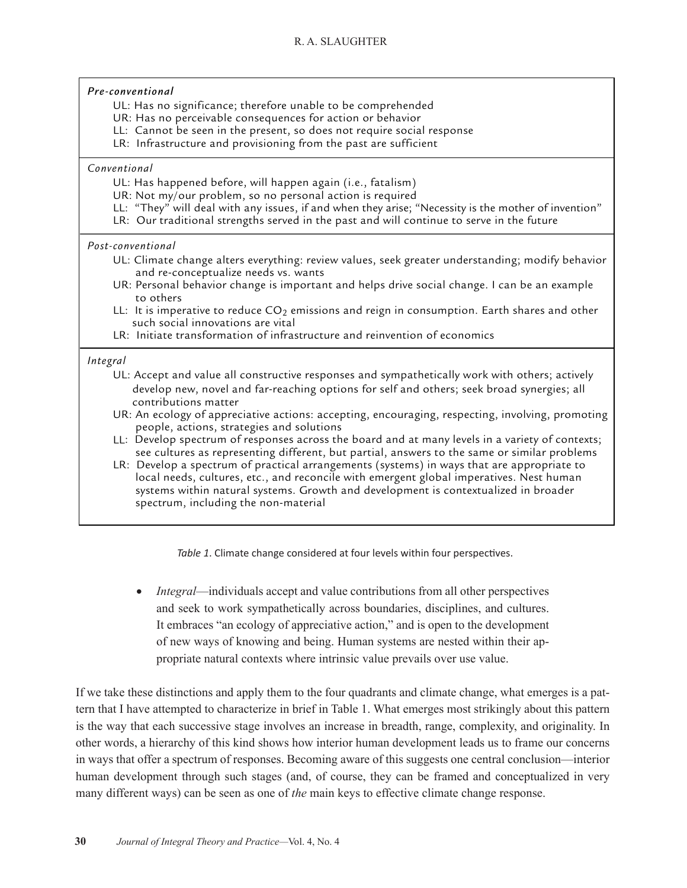| |
|---|
| ***Pre-conventional*** |
| UL: Has no significance; therefore unable to be comprehended |
| UR: Has no perceivable consequences for action or behavior |
| LL: Cannot be seen in the present, so does not require social response |
| LR: Infrastructure and provisioning from the past are sufficient |
| *Conventional* |
| UL: Has happened before, will happen again (i.e., fatalism) |
| UR: Not my/our problem, so no personal action is required |
| LL: "They" will deal with any issues, if and when they arise; "Necessity is the mother of invention" |
| LR: Our traditional strengths served in the past and will continue to serve in the future |
| *Post-conventional* |
| UL: Climate change alters everything: review values, seek greater understanding; modify behavior and re-conceptualize needs vs. wants |
| UR: Personal behavior change is important and helps drive social change. I can be an example to others |
| LL: It is imperative to reduce $CO_2$ emissions and reign in consumption. Earth shares and other such social innovations are vital |
| LR: Initiate transformation of infrastructure and reinvention of economics |
| *Integral* |
| UL: Accept and value all constructive responses and sympathetically work with others; actively develop new, novel and far-reaching options for self and others; seek broad synergies; all contributions matter |
| UR: An ecology of appreciative actions: accepting, encouraging, respecting, involving, promoting people, actions, strategies and solutions |
| LL: Develop spectrum of responses across the board and at many levels in a variety of contexts; see cultures as representing different, but partial, answers to the same or similar problems |
| LR: Develop a spectrum of practical arrangements (systems) in ways that are appropriate to local needs, cultures, etc., and reconcile with emergent global imperatives. Nest human systems within natural systems. Growth and development is contextualized in broader spectrum, including the non-material |

*Table 1.* Climate change considered at four levels within four perspectives.

- *Integral*—individuals accept and value contributions from all other perspectives and seek to work sympathetically across boundaries, disciplines, and cultures. It embraces "an ecology of appreciative action," and is open to the development of new ways of knowing and being. Human systems are nested within their appropriate natural contexts where intrinsic value prevails over use value.

If we take these distinctions and apply them to the four quadrants and climate change, what emerges is a pattern that I have attempted to characterize in brief in Table 1. What emerges most strikingly about this pattern is the way that each successive stage involves an increase in breadth, range, complexity, and originality. In other words, a hierarchy of this kind shows how interior human development leads us to frame our concerns in ways that offer a spectrum of responses. Becoming aware of this suggests one central conclusion—interior human development through such stages (and, of course, they can be framed and conceptualized in very many different ways) can be seen as one of *the* main keys to effective climate change response.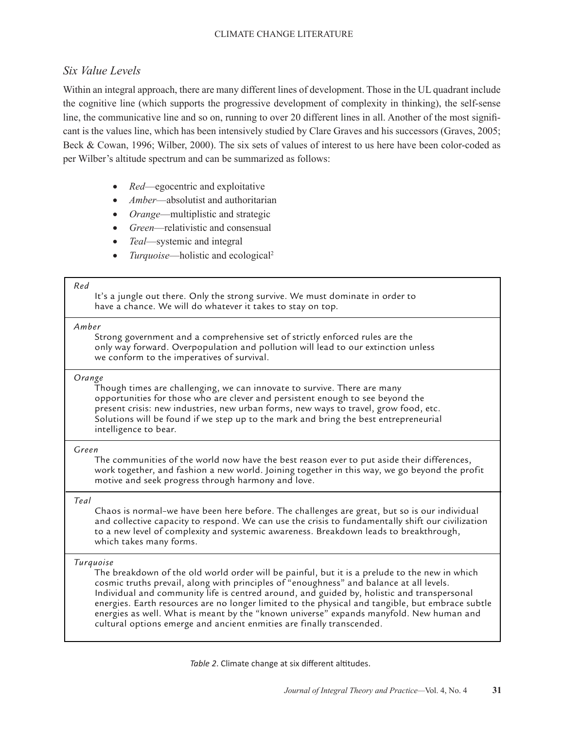## *Six Value Levels*

Within an integral approach, there are many different lines of development. Those in the UL quadrant include the cognitive line (which supports the progressive development of complexity in thinking), the self-sense line, the communicative line and so on, running to over 20 different lines in all. Another of the most significant is the values line, which has been intensively studied by Clare Graves and his successors (Graves, 2005; Beck & Cowan, 1996; Wilber, 2000). The six sets of values of interest to us here have been color-coded as per Wilber's altitude spectrum and can be summarized as follows:

- *Red*—egocentric and exploitative
- *Amber*—absolutist and authoritarian
- *Orange*—multiplistic and strategic
- *Green*—relativistic and consensual
- *Teal*—systemic and integral
- *Turquoise*—holistic and ecological[2]

| |
|---|
| *Red*<br>It's a jungle out there. Only the strong survive. We must dominate in order to have a chance. We will do whatever it takes to stay on top. |
| *Amber*<br>Strong government and a comprehensive set of strictly enforced rules are the only way forward. Overpopulation and pollution will lead to our extinction unless we conform to the imperatives of survival. |
| *Orange*<br>Though times are challenging, we can innovate to survive. There are many opportunities for those who are clever and persistent enough to see beyond the present crisis: new industries, new urban forms, new ways to travel, grow food, etc. Solutions will be found if we step up to the mark and bring the best entrepreneurial intelligence to bear. |
| *Green*<br>The communities of the world now have the best reason ever to put aside their differences, work together, and fashion a new world. Joining together in this way, we go beyond the profit motive and seek progress through harmony and love. |
| *Teal*<br>Chaos is normal–we have been here before. The challenges are great, but so is our individual and collective capacity to respond. We can use the crisis to fundamentally shift our civilization to a new level of complexity and systemic awareness. Breakdown leads to breakthrough, which takes many forms. |
| *Turquoise*<br>The breakdown of the old world order will be painful, but it is a prelude to the new in which cosmic truths prevail, along with principles of "enoughness" and balance at all levels. Individual and community life is centred around, and guided by, holistic and transpersonal energies. Earth resources are no longer limited to the physical and tangible, but embrace subtle energies as well. What is meant by the "known universe" expands manyfold. New human and cultural options emerge and ancient enmities are finally transcended. |

*Table 2*. Climate change at six different altitudes.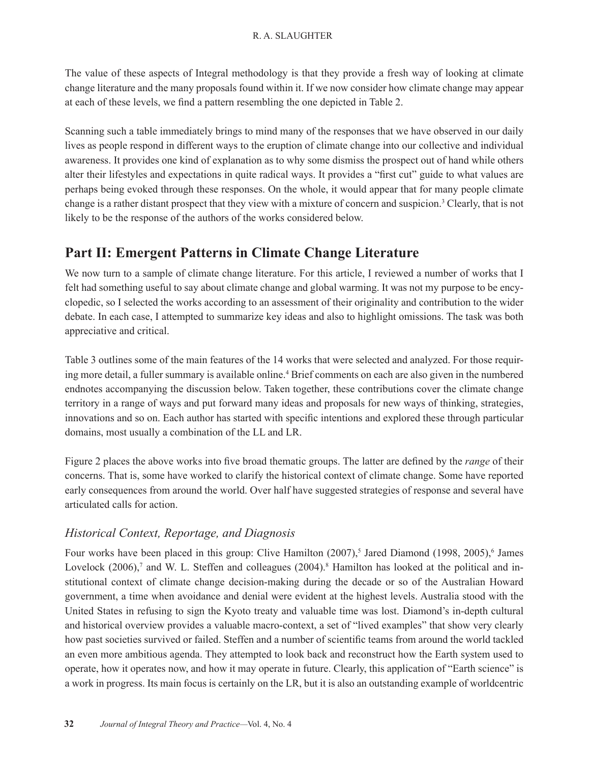The value of these aspects of Integral methodology is that they provide a fresh way of looking at climate change literature and the many proposals found within it. If we now consider how climate change may appear at each of these levels, we find a pattern resembling the one depicted in Table 2.

Scanning such a table immediately brings to mind many of the responses that we have observed in our daily lives as people respond in different ways to the eruption of climate change into our collective and individual awareness. It provides one kind of explanation as to why some dismiss the prospect out of hand while others alter their lifestyles and expectations in quite radical ways. It provides a "first cut" guide to what values are perhaps being evoked through these responses. On the whole, it would appear that for many people climate change is a rather distant prospect that they view with a mixture of concern and suspicion.[3] Clearly, that is not likely to be the response of the authors of the works considered below.

## Part II: Emergent Patterns in Climate Change Literature

We now turn to a sample of climate change literature. For this article, I reviewed a number of works that I felt had something useful to say about climate change and global warming. It was not my purpose to be encyclopedic, so I selected the works according to an assessment of their originality and contribution to the wider debate. In each case, I attempted to summarize key ideas and also to highlight omissions. The task was both appreciative and critical.

Table 3 outlines some of the main features of the 14 works that were selected and analyzed. For those requiring more detail, a fuller summary is available online.[4] Brief comments on each are also given in the numbered endnotes accompanying the discussion below. Taken together, these contributions cover the climate change territory in a range of ways and put forward many ideas and proposals for new ways of thinking, strategies, innovations and so on. Each author has started with specific intentions and explored these through particular domains, most usually a combination of the LL and LR.

Figure 2 places the above works into five broad thematic groups. The latter are defined by the *range* of their concerns. That is, some have worked to clarify the historical context of climate change. Some have reported early consequences from around the world. Over half have suggested strategies of response and several have articulated calls for action.

### *Historical Context, Reportage, and Diagnosis*

Four works have been placed in this group: Clive Hamilton (2007),[5] Jared Diamond (1998, 2005),[6] James Lovelock (2006),[7] and W. L. Steffen and colleagues (2004).[8] Hamilton has looked at the political and institutional context of climate change decision-making during the decade or so of the Australian Howard government, a time when avoidance and denial were evident at the highest levels. Australia stood with the United States in refusing to sign the Kyoto treaty and valuable time was lost. Diamond's in-depth cultural and historical overview provides a valuable macro-context, a set of "lived examples" that show very clearly how past societies survived or failed. Steffen and a number of scientific teams from around the world tackled an even more ambitious agenda. They attempted to look back and reconstruct how the Earth system used to operate, how it operates now, and how it may operate in future. Clearly, this application of "Earth science" is a work in progress. Its main focus is certainly on the LR, but it is also an outstanding example of worldcentric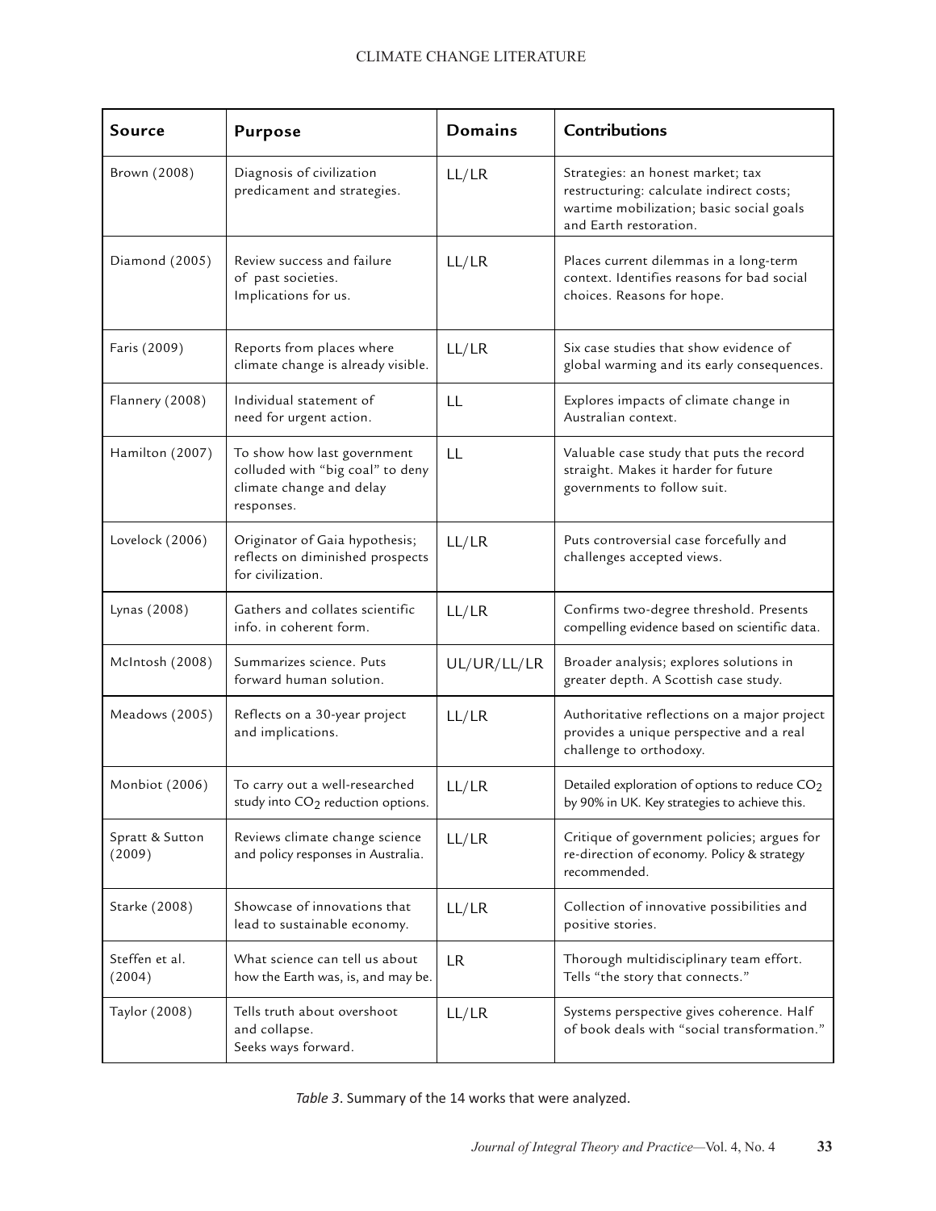| Source | Purpose | Domains | Contributions |
|---|---|---|---|
| Brown (2008) | Diagnosis of civilization predicament and strategies. | LL/LR | Strategies: an honest market; tax restructuring: calculate indirect costs; wartime mobilization; basic social goals and Earth restoration. |
| Diamond (2005) | Review success and failure of past societies. Implications for us. | LL/LR | Places current dilemmas in a long-term context. Identifies reasons for bad social choices. Reasons for hope. |
| Faris (2009) | Reports from places where climate change is already visible. | LL/LR | Six case studies that show evidence of global warming and its early consequences. |
| Flannery (2008) | Individual statement of need for urgent action. | LL | Explores impacts of climate change in Australian context. |
| Hamilton (2007) | To show how last government colluded with "big coal" to deny climate change and delay responses. | LL | Valuable case study that puts the record straight. Makes it harder for future governments to follow suit. |
| Lovelock (2006) | Originator of Gaia hypothesis; reflects on diminished prospects for civilization. | LL/LR | Puts controversial case forcefully and challenges accepted views. |
| Lynas (2008) | Gathers and collates scientific info. in coherent form. | LL/LR | Confirms two-degree threshold. Presents compelling evidence based on scientific data. |
| McIntosh (2008) | Summarizes science. Puts forward human solution. | UL/UR/LL/LR | Broader analysis; explores solutions in greater depth. A Scottish case study. |
| Meadows (2005) | Reflects on a 30-year project and implications. | LL/LR | Authoritative reflections on a major project provides a unique perspective and a real challenge to orthodoxy. |
| Monbiot (2006) | To carry out a well-researched study into $CO_2$ reduction options. | LL/LR | Detailed exploration of options to reduce $CO_2$ by 90% in UK. Key strategies to achieve this. |
| Spratt & Sutton (2009) | Reviews climate change science and policy responses in Australia. | LL/LR | Critique of government policies; argues for re-direction of economy. Policy & strategy recommended. |
| Starke (2008) | Showcase of innovations that lead to sustainable economy. | LL/LR | Collection of innovative possibilities and positive stories. |
| Steffen et al. (2004) | What science can tell us about how the Earth was, is, and may be. | LR | Thorough multidisciplinary team effort. Tells "the story that connects." |
| Taylor (2008) | Tells truth about overshoot and collapse. Seeks ways forward. | LL/LR | Systems perspective gives coherence. Half of book deals with "social transformation." |

*Table 3*. Summary of the 14 works that were analyzed.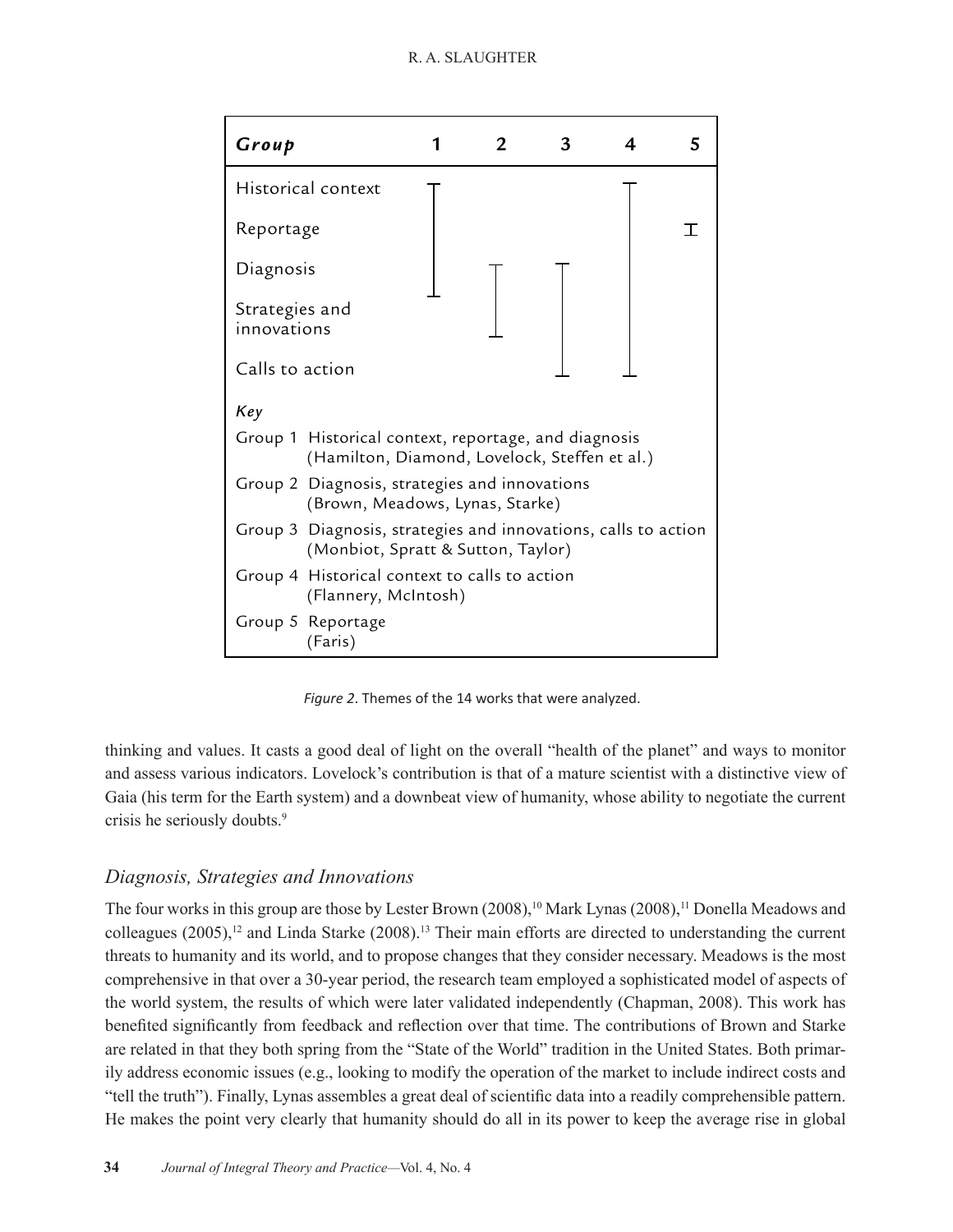| Group | 1 | 2 | 3 | 4 | 5 |
|---|---|---|---|---|---|
| Historical context | ┬ | | | ┬ | |
| Reportage | │ | | | │ | ⌶ |
| Diagnosis | ┴ | ┬ | ┬ | │ | |
| Strategies and innovations | | ┴ | │ | │ | |
| Calls to action | | | ┴ | ┴ | |

*Key*

- Group 1 Historical context, reportage, and diagnosis (Hamilton, Diamond, Lovelock, Steffen et al.)
- Group 2 Diagnosis, strategies and innovations (Brown, Meadows, Lynas, Starke)
- Group 3 Diagnosis, strategies and innovations, calls to action (Monbiot, Spratt & Sutton, Taylor)
- Group 4 Historical context to calls to action (Flannery, McIntosh)
- Group 5 Reportage (Faris)

*Figure 2*. Themes of the 14 works that were analyzed.

thinking and values. It casts a good deal of light on the overall "health of the planet" and ways to monitor and assess various indicators. Lovelock's contribution is that of a mature scientist with a distinctive view of Gaia (his term for the Earth system) and a downbeat view of humanity, whose ability to negotiate the current crisis he seriously doubts.[9]

### *Diagnosis, Strategies and Innovations*

The four works in this group are those by Lester Brown (2008),[10] Mark Lynas (2008),[11] Donella Meadows and colleagues (2005),[12] and Linda Starke (2008).[13] Their main efforts are directed to understanding the current threats to humanity and its world, and to propose changes that they consider necessary. Meadows is the most comprehensive in that over a 30-year period, the research team employed a sophisticated model of aspects of the world system, the results of which were later validated independently (Chapman, 2008). This work has benefited significantly from feedback and reflection over that time. The contributions of Brown and Starke are related in that they both spring from the "State of the World" tradition in the United States. Both primarily address economic issues (e.g., looking to modify the operation of the market to include indirect costs and "tell the truth"). Finally, Lynas assembles a great deal of scientific data into a readily comprehensible pattern. He makes the point very clearly that humanity should do all in its power to keep the average rise in global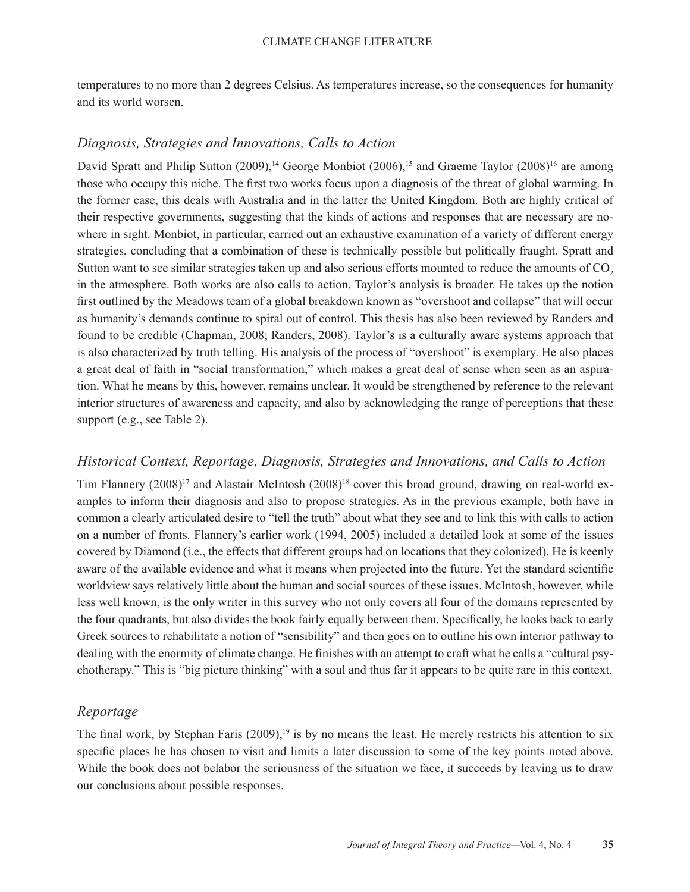temperatures to no more than 2 degrees Celsius. As temperatures increase, so the consequences for humanity and its world worsen.

### *Diagnosis, Strategies and Innovations, Calls to Action*

David Spratt and Philip Sutton (2009),[14] George Monbiot (2006),[15] and Graeme Taylor (2008)[16] are among those who occupy this niche. The first two works focus upon a diagnosis of the threat of global warming. In the former case, this deals with Australia and in the latter the United Kingdom. Both are highly critical of their respective governments, suggesting that the kinds of actions and responses that are necessary are nowhere in sight. Monbiot, in particular, carried out an exhaustive examination of a variety of different energy strategies, concluding that a combination of these is technically possible but politically fraught. Spratt and Sutton want to see similar strategies taken up and also serious efforts mounted to reduce the amounts of $CO_2$ in the atmosphere. Both works are also calls to action. Taylor's analysis is broader. He takes up the notion first outlined by the Meadows team of a global breakdown known as "overshoot and collapse" that will occur as humanity's demands continue to spiral out of control. This thesis has also been reviewed by Randers and found to be credible (Chapman, 2008; Randers, 2008). Taylor's is a culturally aware systems approach that is also characterized by truth telling. His analysis of the process of "overshoot" is exemplary. He also places a great deal of faith in "social transformation," which makes a great deal of sense when seen as an aspiration. What he means by this, however, remains unclear. It would be strengthened by reference to the relevant interior structures of awareness and capacity, and also by acknowledging the range of perceptions that these support (e.g., see Table 2).

### *Historical Context, Reportage, Diagnosis, Strategies and Innovations, and Calls to Action*

Tim Flannery (2008)[17] and Alastair McIntosh (2008)[18] cover this broad ground, drawing on real-world examples to inform their diagnosis and also to propose strategies. As in the previous example, both have in common a clearly articulated desire to "tell the truth" about what they see and to link this with calls to action on a number of fronts. Flannery's earlier work (1994, 2005) included a detailed look at some of the issues covered by Diamond (i.e., the effects that different groups had on locations that they colonized). He is keenly aware of the available evidence and what it means when projected into the future. Yet the standard scientific worldview says relatively little about the human and social sources of these issues. McIntosh, however, while less well known, is the only writer in this survey who not only covers all four of the domains represented by the four quadrants, but also divides the book fairly equally between them. Specifically, he looks back to early Greek sources to rehabilitate a notion of "sensibility" and then goes on to outline his own interior pathway to dealing with the enormity of climate change. He finishes with an attempt to craft what he calls a "cultural psychotherapy." This is "big picture thinking" with a soul and thus far it appears to be quite rare in this context.

### *Reportage*

The final work, by Stephan Faris (2009),[19] is by no means the least. He merely restricts his attention to six specific places he has chosen to visit and limits a later discussion to some of the key points noted above. While the book does not belabor the seriousness of the situation we face, it succeeds by leaving us to draw our conclusions about possible responses.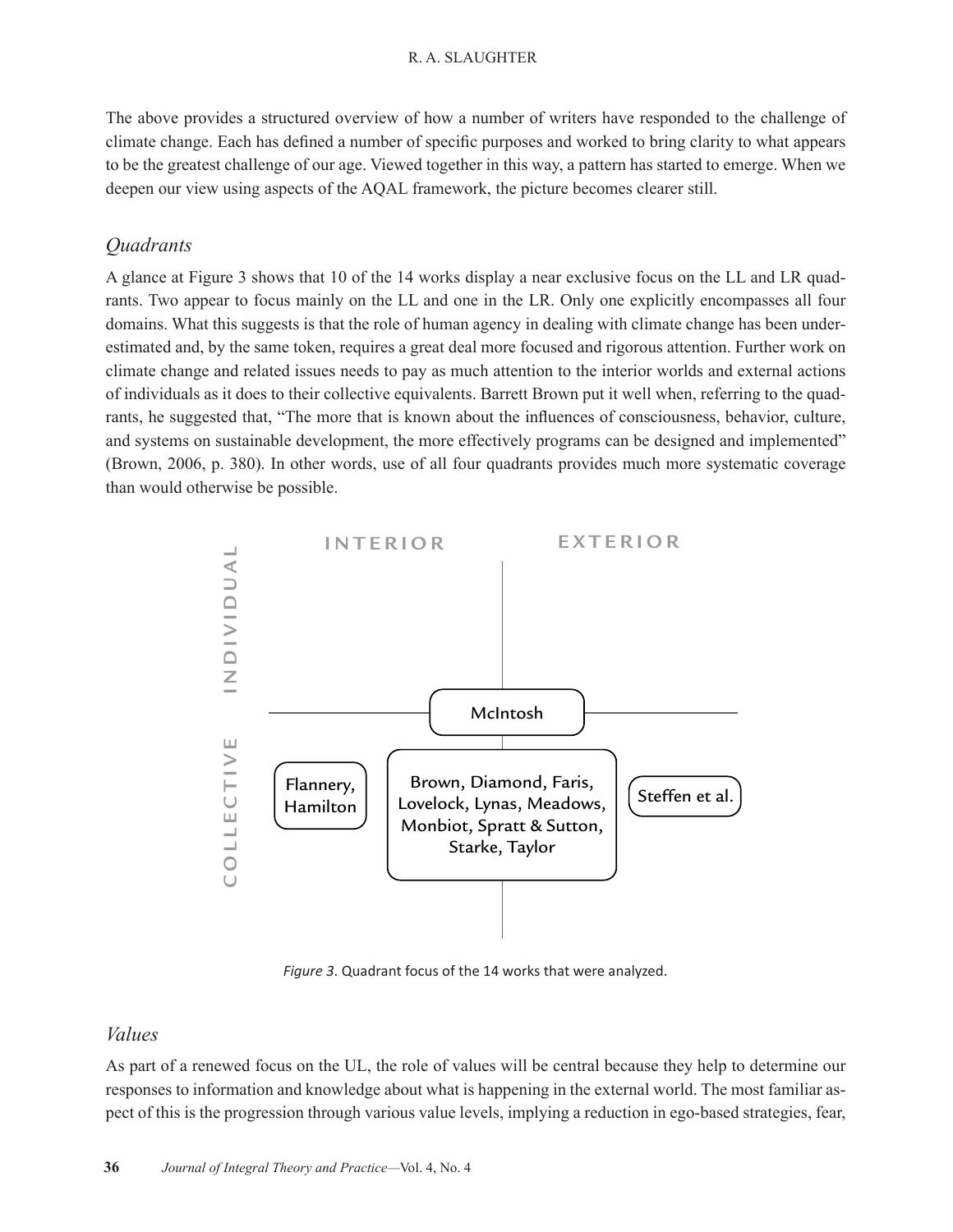The above provides a structured overview of how a number of writers have responded to the challenge of climate change. Each has defined a number of specific purposes and worked to bring clarity to what appears to be the greatest challenge of our age. Viewed together in this way, a pattern has started to emerge. When we deepen our view using aspects of the AQAL framework, the picture becomes clearer still.

### *Quadrants*

A glance at Figure 3 shows that 10 of the 14 works display a near exclusive focus on the LL and LR quadrants. Two appear to focus mainly on the LL and one in the LR. Only one explicitly encompasses all four domains. What this suggests is that the role of human agency in dealing with climate change has been underestimated and, by the same token, requires a great deal more focused and rigorous attention. Further work on climate change and related issues needs to pay as much attention to the interior worlds and external actions of individuals as it does to their collective equivalents. Barrett Brown put it well when, referring to the quadrants, he suggested that, "The more that is known about the influences of consciousness, behavior, culture, and systems on sustainable development, the more effectively programs can be designed and implemented" (Brown, 2006, p. 380). In other words, use of all four quadrants provides much more systematic coverage than would otherwise be possible.

INTERIOR | EXTERIOR

INDIVIDUAL | COLLECTIVE

McIntosh

Flannery, Hamilton

Brown, Diamond, Faris, Lovelock, Lynas, Meadows, Monbiot, Spratt & Sutton, Starke, Taylor

Steffen et al.

*Figure 3*. Quadrant focus of the 14 works that were analyzed.

### *Values*

As part of a renewed focus on the UL, the role of values will be central because they help to determine our responses to information and knowledge about what is happening in the external world. The most familiar aspect of this is the progression through various value levels, implying a reduction in ego-based strategies, fear,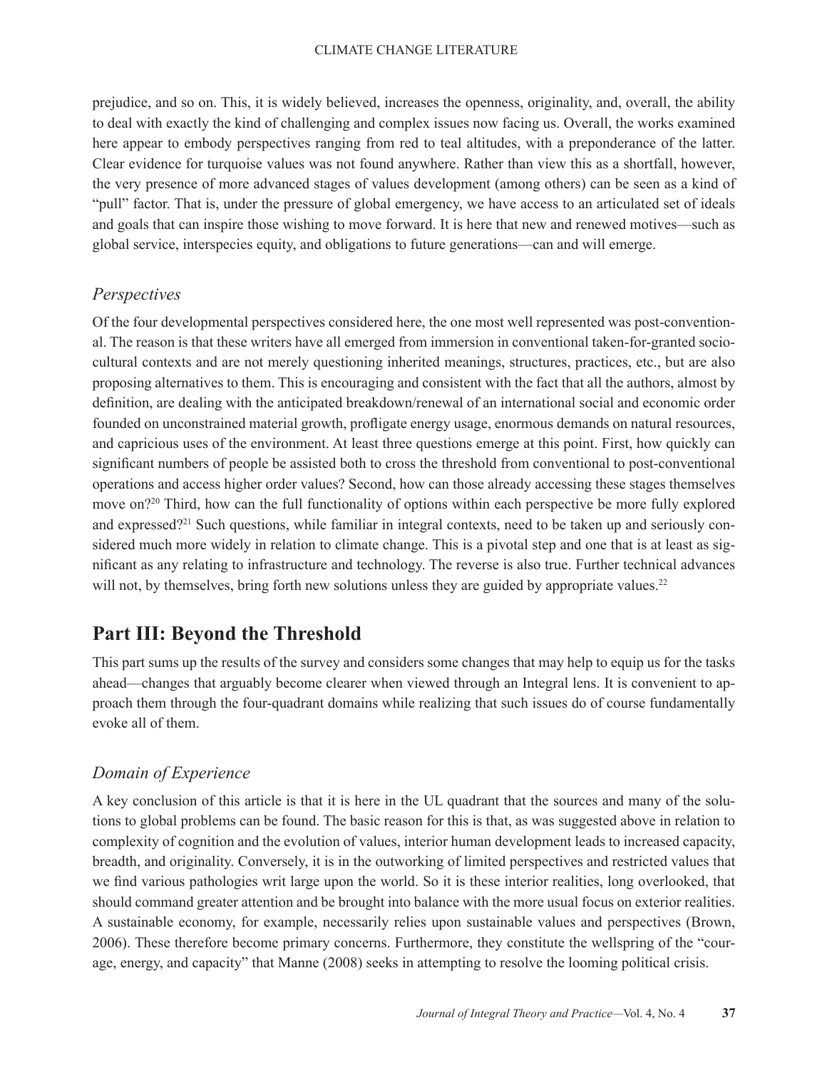prejudice, and so on. This, it is widely believed, increases the openness, originality, and, overall, the ability to deal with exactly the kind of challenging and complex issues now facing us. Overall, the works examined here appear to embody perspectives ranging from red to teal altitudes, with a preponderance of the latter. Clear evidence for turquoise values was not found anywhere. Rather than view this as a shortfall, however, the very presence of more advanced stages of values development (among others) can be seen as a kind of "pull" factor. That is, under the pressure of global emergency, we have access to an articulated set of ideals and goals that can inspire those wishing to move forward. It is here that new and renewed motives—such as global service, interspecies equity, and obligations to future generations—can and will emerge.

### *Perspectives*

Of the four developmental perspectives considered here, the one most well represented was post-conventional. The reason is that these writers have all emerged from immersion in conventional taken-for-granted socio-cultural contexts and are not merely questioning inherited meanings, structures, practices, etc., but are also proposing alternatives to them. This is encouraging and consistent with the fact that all the authors, almost by definition, are dealing with the anticipated breakdown/renewal of an international social and economic order founded on unconstrained material growth, profligate energy usage, enormous demands on natural resources, and capricious uses of the environment. At least three questions emerge at this point. First, how quickly can significant numbers of people be assisted both to cross the threshold from conventional to post-conventional operations and access higher order values? Second, how can those already accessing these stages themselves move on?[20] Third, how can the full functionality of options within each perspective be more fully explored and expressed?[21] Such questions, while familiar in integral contexts, need to be taken up and seriously considered much more widely in relation to climate change. This is a pivotal step and one that is at least as significant as any relating to infrastructure and technology. The reverse is also true. Further technical advances will not, by themselves, bring forth new solutions unless they are guided by appropriate values.[22]

## Part III: Beyond the Threshold

This part sums up the results of the survey and considers some changes that may help to equip us for the tasks ahead—changes that arguably become clearer when viewed through an Integral lens. It is convenient to approach them through the four-quadrant domains while realizing that such issues do of course fundamentally evoke all of them.

### *Domain of Experience*

A key conclusion of this article is that it is here in the UL quadrant that the sources and many of the solutions to global problems can be found. The basic reason for this is that, as was suggested above in relation to complexity of cognition and the evolution of values, interior human development leads to increased capacity, breadth, and originality. Conversely, it is in the outworking of limited perspectives and restricted values that we find various pathologies writ large upon the world. So it is these interior realities, long overlooked, that should command greater attention and be brought into balance with the more usual focus on exterior realities. A sustainable economy, for example, necessarily relies upon sustainable values and perspectives (Brown, 2006). These therefore become primary concerns. Furthermore, they constitute the wellspring of the "courage, energy, and capacity" that Manne (2008) seeks in attempting to resolve the looming political crisis.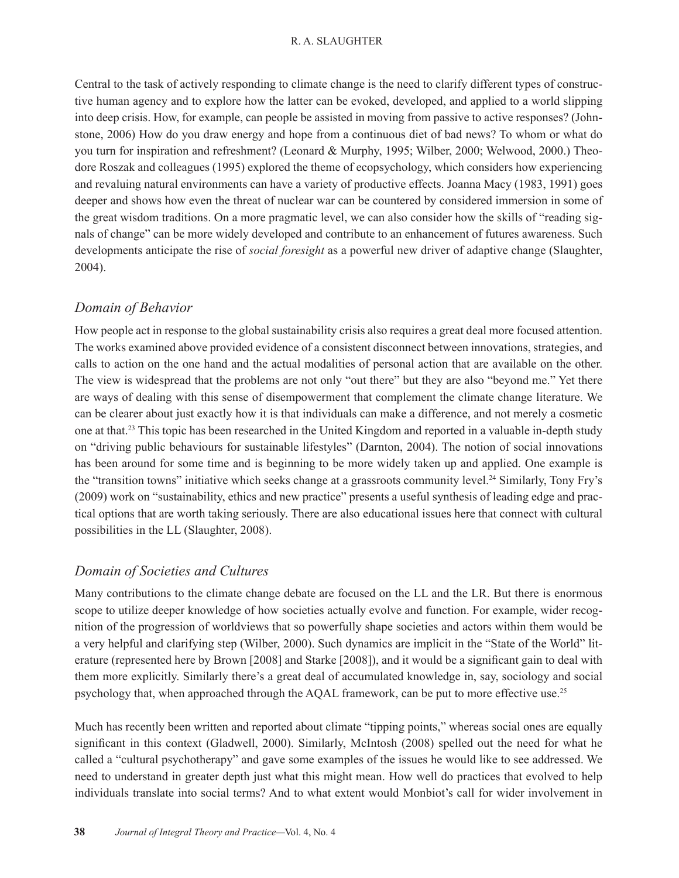Central to the task of actively responding to climate change is the need to clarify different types of constructive human agency and to explore how the latter can be evoked, developed, and applied to a world slipping into deep crisis. How, for example, can people be assisted in moving from passive to active responses? (Johnstone, 2006) How do you draw energy and hope from a continuous diet of bad news? To whom or what do you turn for inspiration and refreshment? (Leonard & Murphy, 1995; Wilber, 2000; Welwood, 2000.) Theodore Roszak and colleagues (1995) explored the theme of ecopsychology, which considers how experiencing and revaluing natural environments can have a variety of productive effects. Joanna Macy (1983, 1991) goes deeper and shows how even the threat of nuclear war can be countered by considered immersion in some of the great wisdom traditions. On a more pragmatic level, we can also consider how the skills of "reading signals of change" can be more widely developed and contribute to an enhancement of futures awareness. Such developments anticipate the rise of *social foresight* as a powerful new driver of adaptive change (Slaughter, 2004).

## *Domain of Behavior*

How people act in response to the global sustainability crisis also requires a great deal more focused attention. The works examined above provided evidence of a consistent disconnect between innovations, strategies, and calls to action on the one hand and the actual modalities of personal action that are available on the other. The view is widespread that the problems are not only "out there" but they are also "beyond me." Yet there are ways of dealing with this sense of disempowerment that complement the climate change literature. We can be clearer about just exactly how it is that individuals can make a difference, and not merely a cosmetic one at that.[23] This topic has been researched in the United Kingdom and reported in a valuable in-depth study on "driving public behaviours for sustainable lifestyles" (Darnton, 2004). The notion of social innovations has been around for some time and is beginning to be more widely taken up and applied. One example is the "transition towns" initiative which seeks change at a grassroots community level.[24] Similarly, Tony Fry's (2009) work on "sustainability, ethics and new practice" presents a useful synthesis of leading edge and practical options that are worth taking seriously. There are also educational issues here that connect with cultural possibilities in the LL (Slaughter, 2008).

## *Domain of Societies and Cultures*

Many contributions to the climate change debate are focused on the LL and the LR. But there is enormous scope to utilize deeper knowledge of how societies actually evolve and function. For example, wider recognition of the progression of worldviews that so powerfully shape societies and actors within them would be a very helpful and clarifying step (Wilber, 2000). Such dynamics are implicit in the "State of the World" literature (represented here by Brown [2008] and Starke [2008]), and it would be a significant gain to deal with them more explicitly. Similarly there's a great deal of accumulated knowledge in, say, sociology and social psychology that, when approached through the AQAL framework, can be put to more effective use.[25]

Much has recently been written and reported about climate "tipping points," whereas social ones are equally significant in this context (Gladwell, 2000). Similarly, McIntosh (2008) spelled out the need for what he called a "cultural psychotherapy" and gave some examples of the issues he would like to see addressed. We need to understand in greater depth just what this might mean. How well do practices that evolved to help individuals translate into social terms? And to what extent would Monbiot's call for wider involvement in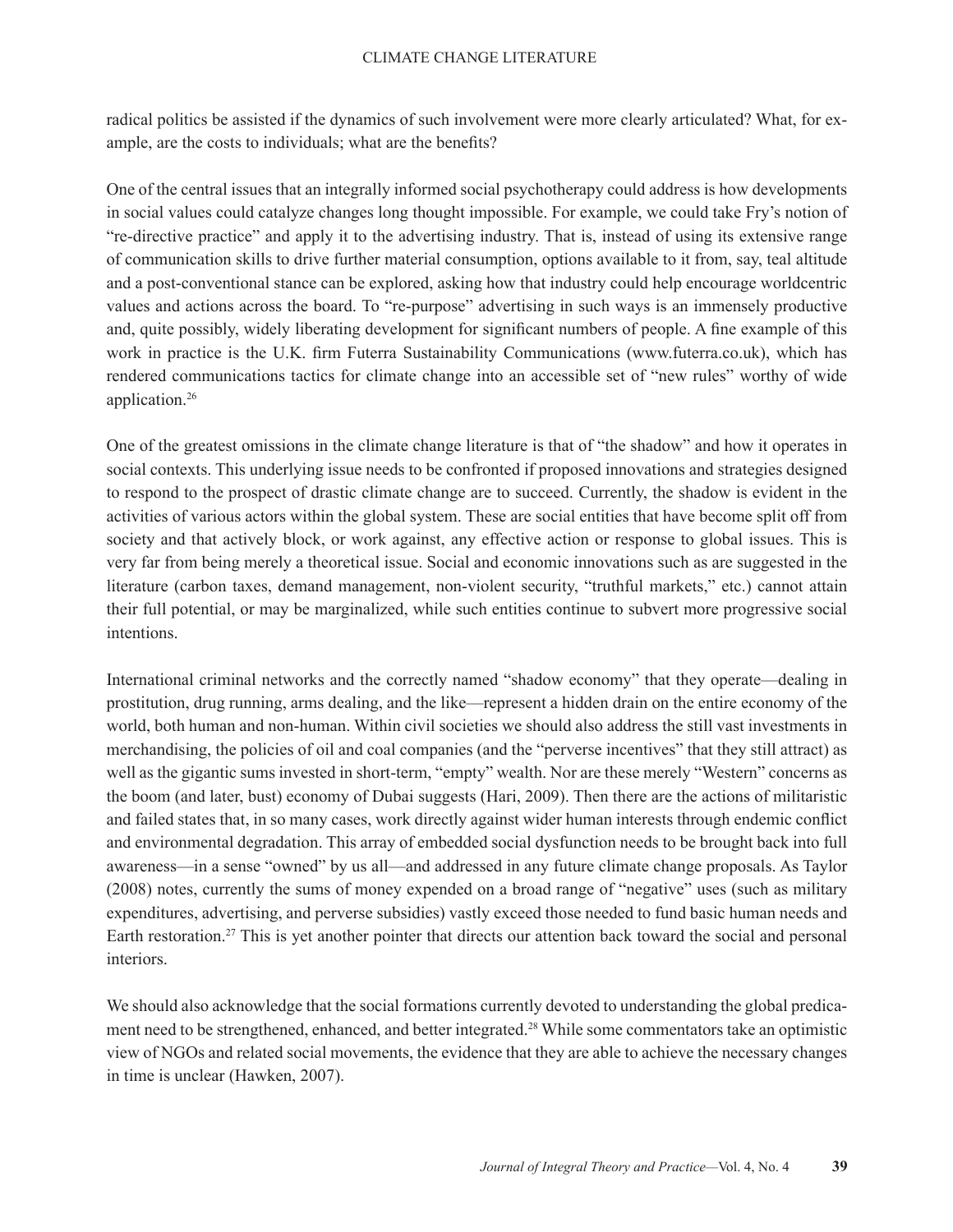radical politics be assisted if the dynamics of such involvement were more clearly articulated? What, for example, are the costs to individuals; what are the benefits?

One of the central issues that an integrally informed social psychotherapy could address is how developments in social values could catalyze changes long thought impossible. For example, we could take Fry's notion of "re-directive practice" and apply it to the advertising industry. That is, instead of using its extensive range of communication skills to drive further material consumption, options available to it from, say, teal altitude and a post-conventional stance can be explored, asking how that industry could help encourage worldcentric values and actions across the board. To "re-purpose" advertising in such ways is an immensely productive and, quite possibly, widely liberating development for significant numbers of people. A fine example of this work in practice is the U.K. firm Futerra Sustainability Communications (www.futerra.co.uk), which has rendered communications tactics for climate change into an accessible set of "new rules" worthy of wide application.[26]

One of the greatest omissions in the climate change literature is that of "the shadow" and how it operates in social contexts. This underlying issue needs to be confronted if proposed innovations and strategies designed to respond to the prospect of drastic climate change are to succeed. Currently, the shadow is evident in the activities of various actors within the global system. These are social entities that have become split off from society and that actively block, or work against, any effective action or response to global issues. This is very far from being merely a theoretical issue. Social and economic innovations such as are suggested in the literature (carbon taxes, demand management, non-violent security, "truthful markets," etc.) cannot attain their full potential, or may be marginalized, while such entities continue to subvert more progressive social intentions.

International criminal networks and the correctly named "shadow economy" that they operate—dealing in prostitution, drug running, arms dealing, and the like—represent a hidden drain on the entire economy of the world, both human and non-human. Within civil societies we should also address the still vast investments in merchandising, the policies of oil and coal companies (and the "perverse incentives" that they still attract) as well as the gigantic sums invested in short-term, "empty" wealth. Nor are these merely "Western" concerns as the boom (and later, bust) economy of Dubai suggests (Hari, 2009). Then there are the actions of militaristic and failed states that, in so many cases, work directly against wider human interests through endemic conflict and environmental degradation. This array of embedded social dysfunction needs to be brought back into full awareness—in a sense "owned" by us all—and addressed in any future climate change proposals. As Taylor (2008) notes, currently the sums of money expended on a broad range of "negative" uses (such as military expenditures, advertising, and perverse subsidies) vastly exceed those needed to fund basic human needs and Earth restoration.[27] This is yet another pointer that directs our attention back toward the social and personal interiors.

We should also acknowledge that the social formations currently devoted to understanding the global predicament need to be strengthened, enhanced, and better integrated.[28] While some commentators take an optimistic view of NGOs and related social movements, the evidence that they are able to achieve the necessary changes in time is unclear (Hawken, 2007).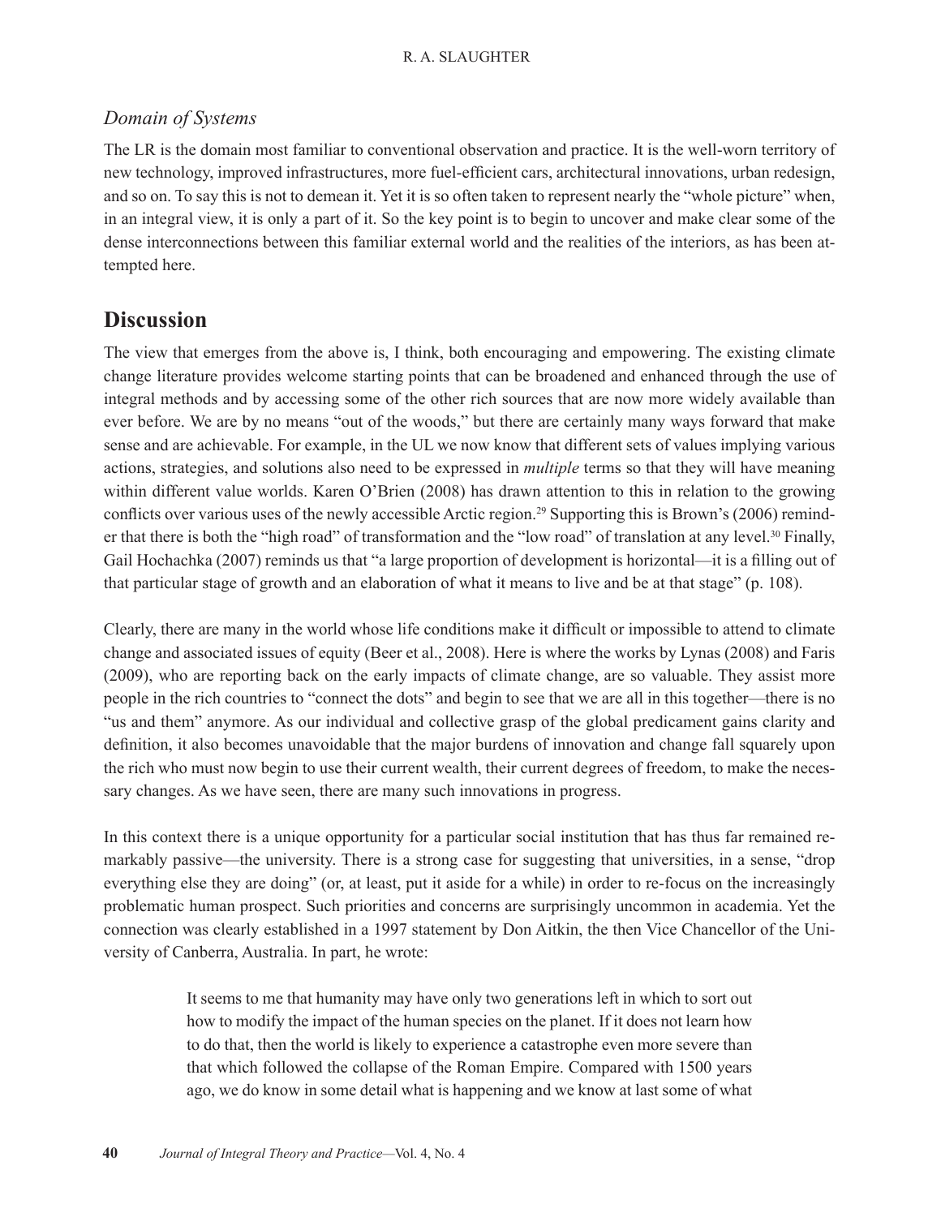### *Domain of Systems*

The LR is the domain most familiar to conventional observation and practice. It is the well-worn territory of new technology, improved infrastructures, more fuel-efficient cars, architectural innovations, urban redesign, and so on. To say this is not to demean it. Yet it is so often taken to represent nearly the "whole picture" when, in an integral view, it is only a part of it. So the key point is to begin to uncover and make clear some of the dense interconnections between this familiar external world and the realities of the interiors, as has been attempted here.

## Discussion

The view that emerges from the above is, I think, both encouraging and empowering. The existing climate change literature provides welcome starting points that can be broadened and enhanced through the use of integral methods and by accessing some of the other rich sources that are now more widely available than ever before. We are by no means "out of the woods," but there are certainly many ways forward that make sense and are achievable. For example, in the UL we now know that different sets of values implying various actions, strategies, and solutions also need to be expressed in *multiple* terms so that they will have meaning within different value worlds. Karen O'Brien (2008) has drawn attention to this in relation to the growing conflicts over various uses of the newly accessible Arctic region.[29] Supporting this is Brown's (2006) reminder that there is both the "high road" of transformation and the "low road" of translation at any level.[30] Finally, Gail Hochachka (2007) reminds us that "a large proportion of development is horizontal—it is a filling out of that particular stage of growth and an elaboration of what it means to live and be at that stage" (p. 108).

Clearly, there are many in the world whose life conditions make it difficult or impossible to attend to climate change and associated issues of equity (Beer et al., 2008). Here is where the works by Lynas (2008) and Faris (2009), who are reporting back on the early impacts of climate change, are so valuable. They assist more people in the rich countries to "connect the dots" and begin to see that we are all in this together—there is no "us and them" anymore. As our individual and collective grasp of the global predicament gains clarity and definition, it also becomes unavoidable that the major burdens of innovation and change fall squarely upon the rich who must now begin to use their current wealth, their current degrees of freedom, to make the necessary changes. As we have seen, there are many such innovations in progress.

In this context there is a unique opportunity for a particular social institution that has thus far remained remarkably passive—the university. There is a strong case for suggesting that universities, in a sense, "drop everything else they are doing" (or, at least, put it aside for a while) in order to re-focus on the increasingly problematic human prospect. Such priorities and concerns are surprisingly uncommon in academia. Yet the connection was clearly established in a 1997 statement by Don Aitkin, the then Vice Chancellor of the University of Canberra, Australia. In part, he wrote:

> It seems to me that humanity may have only two generations left in which to sort out how to modify the impact of the human species on the planet. If it does not learn how to do that, then the world is likely to experience a catastrophe even more severe than that which followed the collapse of the Roman Empire. Compared with 1500 years ago, we do know in some detail what is happening and we know at last some of what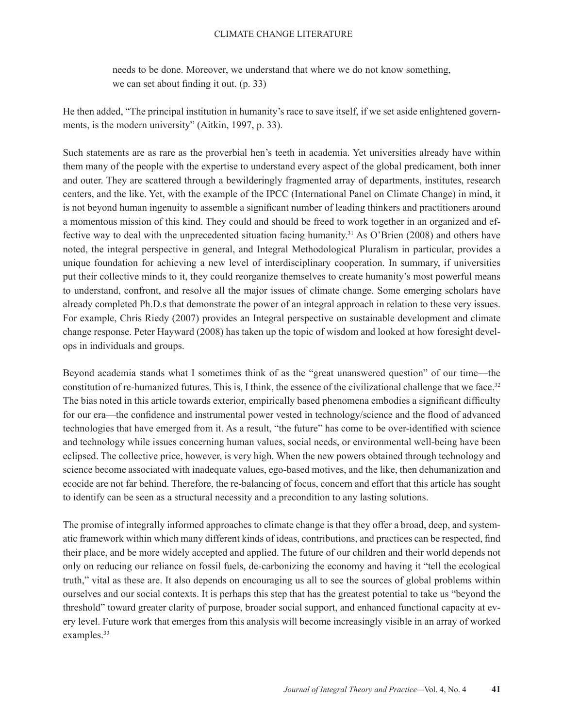> needs to be done. Moreover, we understand that where we do not know something, we can set about finding it out. (p. 33)

He then added, "The principal institution in humanity's race to save itself, if we set aside enlightened governments, is the modern university" (Aitkin, 1997, p. 33).

Such statements are as rare as the proverbial hen's teeth in academia. Yet universities already have within them many of the people with the expertise to understand every aspect of the global predicament, both inner and outer. They are scattered through a bewilderingly fragmented array of departments, institutes, research centers, and the like. Yet, with the example of the IPCC (International Panel on Climate Change) in mind, it is not beyond human ingenuity to assemble a significant number of leading thinkers and practitioners around a momentous mission of this kind. They could and should be freed to work together in an organized and effective way to deal with the unprecedented situation facing humanity.[31] As O'Brien (2008) and others have noted, the integral perspective in general, and Integral Methodological Pluralism in particular, provides a unique foundation for achieving a new level of interdisciplinary cooperation. In summary, if universities put their collective minds to it, they could reorganize themselves to create humanity's most powerful means to understand, confront, and resolve all the major issues of climate change. Some emerging scholars have already completed Ph.D.s that demonstrate the power of an integral approach in relation to these very issues. For example, Chris Riedy (2007) provides an Integral perspective on sustainable development and climate change response. Peter Hayward (2008) has taken up the topic of wisdom and looked at how foresight develops in individuals and groups.

Beyond academia stands what I sometimes think of as the "great unanswered question" of our time—the constitution of re-humanized futures. This is, I think, the essence of the civilizational challenge that we face.[32] The bias noted in this article towards exterior, empirically based phenomena embodies a significant difficulty for our era—the confidence and instrumental power vested in technology/science and the flood of advanced technologies that have emerged from it. As a result, "the future" has come to be over-identified with science and technology while issues concerning human values, social needs, or environmental well-being have been eclipsed. The collective price, however, is very high. When the new powers obtained through technology and science become associated with inadequate values, ego-based motives, and the like, then dehumanization and ecocide are not far behind. Therefore, the re-balancing of focus, concern and effort that this article has sought to identify can be seen as a structural necessity and a precondition to any lasting solutions.

The promise of integrally informed approaches to climate change is that they offer a broad, deep, and systematic framework within which many different kinds of ideas, contributions, and practices can be respected, find their place, and be more widely accepted and applied. The future of our children and their world depends not only on reducing our reliance on fossil fuels, de-carbonizing the economy and having it "tell the ecological truth," vital as these are. It also depends on encouraging us all to see the sources of global problems within ourselves and our social contexts. It is perhaps this step that has the greatest potential to take us "beyond the threshold" toward greater clarity of purpose, broader social support, and enhanced functional capacity at every level. Future work that emerges from this analysis will become increasingly visible in an array of worked examples.[33]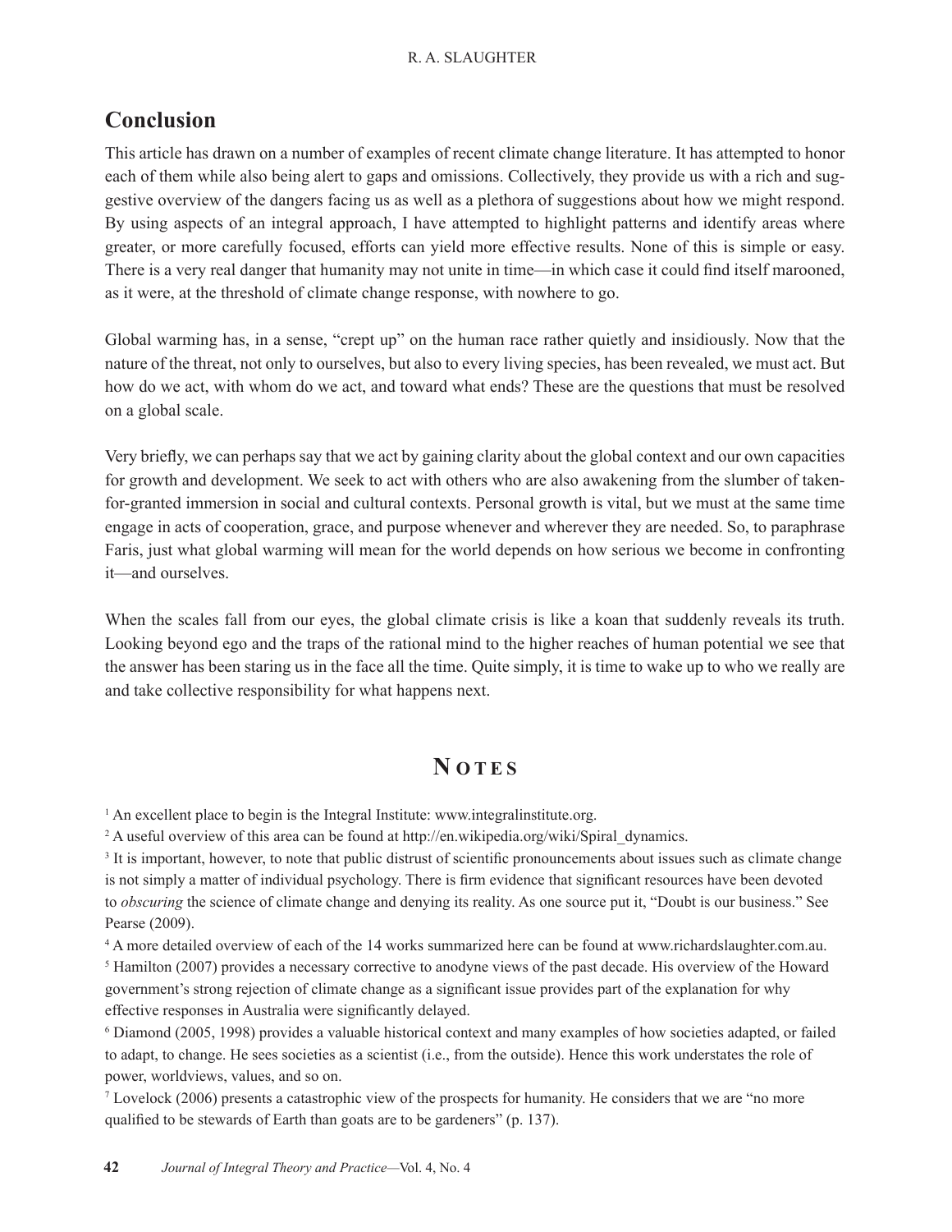## Conclusion

This article has drawn on a number of examples of recent climate change literature. It has attempted to honor each of them while also being alert to gaps and omissions. Collectively, they provide us with a rich and suggestive overview of the dangers facing us as well as a plethora of suggestions about how we might respond. By using aspects of an integral approach, I have attempted to highlight patterns and identify areas where greater, or more carefully focused, efforts can yield more effective results. None of this is simple or easy. There is a very real danger that humanity may not unite in time—in which case it could find itself marooned, as it were, at the threshold of climate change response, with nowhere to go.

Global warming has, in a sense, "crept up" on the human race rather quietly and insidiously. Now that the nature of the threat, not only to ourselves, but also to every living species, has been revealed, we must act. But how do we act, with whom do we act, and toward what ends? These are the questions that must be resolved on a global scale.

Very briefly, we can perhaps say that we act by gaining clarity about the global context and our own capacities for growth and development. We seek to act with others who are also awakening from the slumber of taken-for-granted immersion in social and cultural contexts. Personal growth is vital, but we must at the same time engage in acts of cooperation, grace, and purpose whenever and wherever they are needed. So, to paraphrase Faris, just what global warming will mean for the world depends on how serious we become in confronting it—and ourselves.

When the scales fall from our eyes, the global climate crisis is like a koan that suddenly reveals its truth. Looking beyond ego and the traps of the rational mind to the higher reaches of human potential we see that the answer has been staring us in the face all the time. Quite simply, it is time to wake up to who we really are and take collective responsibility for what happens next.

## Notes

[1] An excellent place to begin is the Integral Institute: www.integralinstitute.org.

[2] A useful overview of this area can be found at http://en.wikipedia.org/wiki/Spiral_dynamics.

[3] It is important, however, to note that public distrust of scientific pronouncements about issues such as climate change is not simply a matter of individual psychology. There is firm evidence that significant resources have been devoted to *obscuring* the science of climate change and denying its reality. As one source put it, "Doubt is our business." See Pearse (2009).

[4] A more detailed overview of each of the 14 works summarized here can be found at www.richardslaughter.com.au.

[5] Hamilton (2007) provides a necessary corrective to anodyne views of the past decade. His overview of the Howard government's strong rejection of climate change as a significant issue provides part of the explanation for why effective responses in Australia were significantly delayed.

[6] Diamond (2005, 1998) provides a valuable historical context and many examples of how societies adapted, or failed to adapt, to change. He sees societies as a scientist (i.e., from the outside). Hence this work understates the role of power, worldviews, values, and so on.

[7] Lovelock (2006) presents a catastrophic view of the prospects for humanity. He considers that we are "no more qualified to be stewards of Earth than goats are to be gardeners" (p. 137).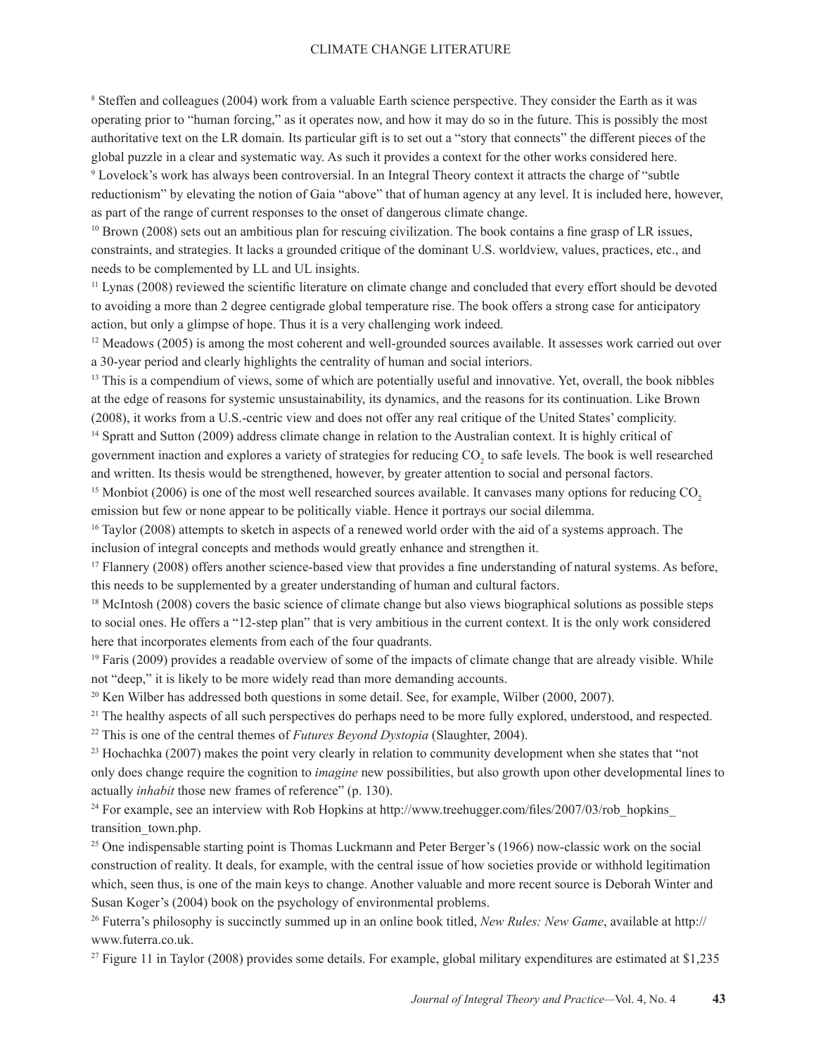[8] Steffen and colleagues (2004) work from a valuable Earth science perspective. They consider the Earth as it was operating prior to "human forcing," as it operates now, and how it may do so in the future. This is possibly the most authoritative text on the LR domain. Its particular gift is to set out a "story that connects" the different pieces of the global puzzle in a clear and systematic way. As such it provides a context for the other works considered here.

[9] Lovelock's work has always been controversial. In an Integral Theory context it attracts the charge of "subtle reductionism" by elevating the notion of Gaia "above" that of human agency at any level. It is included here, however, as part of the range of current responses to the onset of dangerous climate change.

[10] Brown (2008) sets out an ambitious plan for rescuing civilization. The book contains a fine grasp of LR issues, constraints, and strategies. It lacks a grounded critique of the dominant U.S. worldview, values, practices, etc., and needs to be complemented by LL and UL insights.

[11] Lynas (2008) reviewed the scientific literature on climate change and concluded that every effort should be devoted to avoiding a more than 2 degree centigrade global temperature rise. The book offers a strong case for anticipatory action, but only a glimpse of hope. Thus it is a very challenging work indeed.

[12] Meadows (2005) is among the most coherent and well-grounded sources available. It assesses work carried out over a 30-year period and clearly highlights the centrality of human and social interiors.

[13] This is a compendium of views, some of which are potentially useful and innovative. Yet, overall, the book nibbles at the edge of reasons for systemic unsustainability, its dynamics, and the reasons for its continuation. Like Brown (2008), it works from a U.S.-centric view and does not offer any real critique of the United States' complicity.

[14] Spratt and Sutton (2009) address climate change in relation to the Australian context. It is highly critical of government inaction and explores a variety of strategies for reducing $CO_2$ to safe levels. The book is well researched and written. Its thesis would be strengthened, however, by greater attention to social and personal factors.

[15] Monbiot (2006) is one of the most well researched sources available. It canvases many options for reducing $CO_2$ emission but few or none appear to be politically viable. Hence it portrays our social dilemma.

[16] Taylor (2008) attempts to sketch in aspects of a renewed world order with the aid of a systems approach. The inclusion of integral concepts and methods would greatly enhance and strengthen it.

[17] Flannery (2008) offers another science-based view that provides a fine understanding of natural systems. As before, this needs to be supplemented by a greater understanding of human and cultural factors.

[18] McIntosh (2008) covers the basic science of climate change but also views biographical solutions as possible steps to social ones. He offers a "12-step plan" that is very ambitious in the current context. It is the only work considered here that incorporates elements from each of the four quadrants.

[19] Faris (2009) provides a readable overview of some of the impacts of climate change that are already visible. While not "deep," it is likely to be more widely read than more demanding accounts.

[20] Ken Wilber has addressed both questions in some detail. See, for example, Wilber (2000, 2007).

[21] The healthy aspects of all such perspectives do perhaps need to be more fully explored, understood, and respected.

[22] This is one of the central themes of *Futures Beyond Dystopia* (Slaughter, 2004).

[23] Hochachka (2007) makes the point very clearly in relation to community development when she states that "not only does change require the cognition to *imagine* new possibilities, but also growth upon other developmental lines to actually *inhabit* those new frames of reference" (p. 130).

[24] For example, see an interview with Rob Hopkins at http://www.treehugger.com/files/2007/03/rob_hopkins_transition_town.php.

[25] One indispensable starting point is Thomas Luckmann and Peter Berger's (1966) now-classic work on the social construction of reality. It deals, for example, with the central issue of how societies provide or withhold legitimation which, seen thus, is one of the main keys to change. Another valuable and more recent source is Deborah Winter and Susan Koger's (2004) book on the psychology of environmental problems.

[26] Futerra's philosophy is succinctly summed up in an online book titled, *New Rules: New Game*, available at http://www.futerra.co.uk.

[27] Figure 11 in Taylor (2008) provides some details. For example, global military expenditures are estimated at $1,235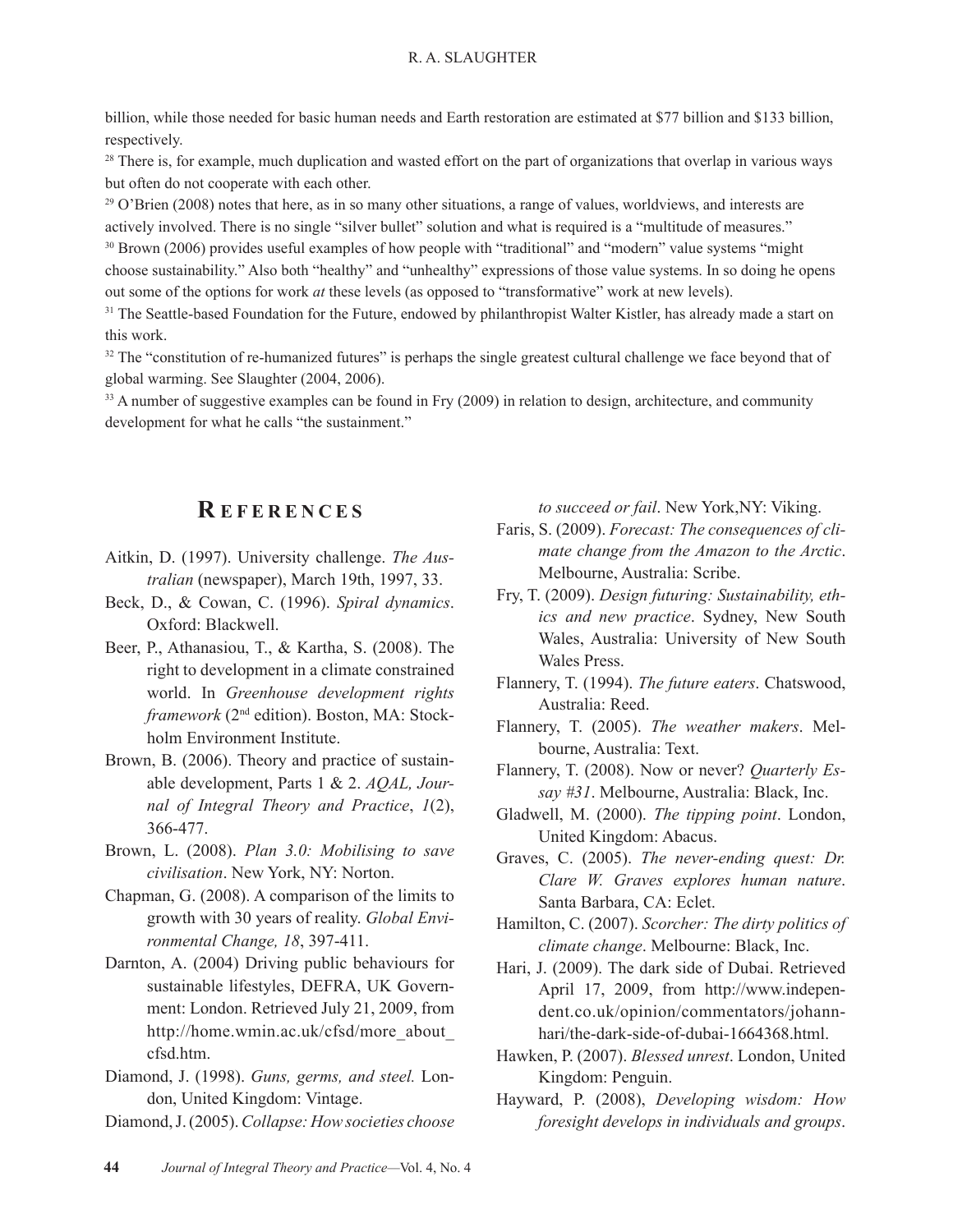billion, while those needed for basic human needs and Earth restoration are estimated at $77 billion and $133 billion, respectively.

[28] There is, for example, much duplication and wasted effort on the part of organizations that overlap in various ways but often do not cooperate with each other.

[29] O'Brien (2008) notes that here, as in so many other situations, a range of values, worldviews, and interests are actively involved. There is no single "silver bullet" solution and what is required is a "multitude of measures."

[30] Brown (2006) provides useful examples of how people with "traditional" and "modern" value systems "might choose sustainability." Also both "healthy" and "unhealthy" expressions of those value systems. In so doing he opens out some of the options for work *at* these levels (as opposed to "transformative" work at new levels).

[31] The Seattle-based Foundation for the Future, endowed by philanthropist Walter Kistler, has already made a start on this work.

[32] The "constitution of re-humanized futures" is perhaps the single greatest cultural challenge we face beyond that of global warming. See Slaughter (2004, 2006).

[33] A number of suggestive examples can be found in Fry (2009) in relation to design, architecture, and community development for what he calls "the sustainment."

## References

Aitkin, D. (1997). University challenge. *The Australian* (newspaper), March 19th, 1997, 33.

Beck, D., & Cowan, C. (1996). *Spiral dynamics*. Oxford: Blackwell.

Beer, P., Athanasiou, T., & Kartha, S. (2008). The right to development in a climate constrained world. In *Greenhouse development rights framework* (2nd edition). Boston, MA: Stockholm Environment Institute.

Brown, B. (2006). Theory and practice of sustainable development, Parts 1 & 2. *AQAL, Journal of Integral Theory and Practice*, *1*(2), 366-477.

Brown, L. (2008). *Plan 3.0: Mobilising to save civilisation*. New York, NY: Norton.

Chapman, G. (2008). A comparison of the limits to growth with 30 years of reality. *Global Environmental Change, 18*, 397-411.

Darnton, A. (2004) Driving public behaviours for sustainable lifestyles, DEFRA, UK Government: London. Retrieved July 21, 2009, from http://home.wmin.ac.uk/cfsd/more_about_cfsd.htm.

Diamond, J. (1998). *Guns, germs, and steel.* London, United Kingdom: Vintage.

Diamond, J. (2005). *Collapse: How societies choose to succeed or fail*. New York,NY: Viking.

Faris, S. (2009). *Forecast: The consequences of climate change from the Amazon to the Arctic*. Melbourne, Australia: Scribe.

Fry, T. (2009). *Design futuring: Sustainability, ethics and new practice*. Sydney, New South Wales, Australia: University of New South Wales Press.

Flannery, T. (1994). *The future eaters*. Chatswood, Australia: Reed.

Flannery, T. (2005). *The weather makers*. Melbourne, Australia: Text.

Flannery, T. (2008). Now or never? *Quarterly Essay #31*. Melbourne, Australia: Black, Inc.

Gladwell, M. (2000). *The tipping point*. London, United Kingdom: Abacus.

Graves, C. (2005). *The never-ending quest: Dr. Clare W. Graves explores human nature*. Santa Barbara, CA: Eclet.

Hamilton, C. (2007). *Scorcher: The dirty politics of climate change*. Melbourne: Black, Inc.

Hari, J. (2009). The dark side of Dubai. Retrieved April 17, 2009, from http://www.independent.co.uk/opinion/commentators/johann-hari/the-dark-side-of-dubai-1664368.html.

Hawken, P. (2007). *Blessed unrest*. London, United Kingdom: Penguin.

Hayward, P. (2008), *Developing wisdom: How foresight develops in individuals and groups*.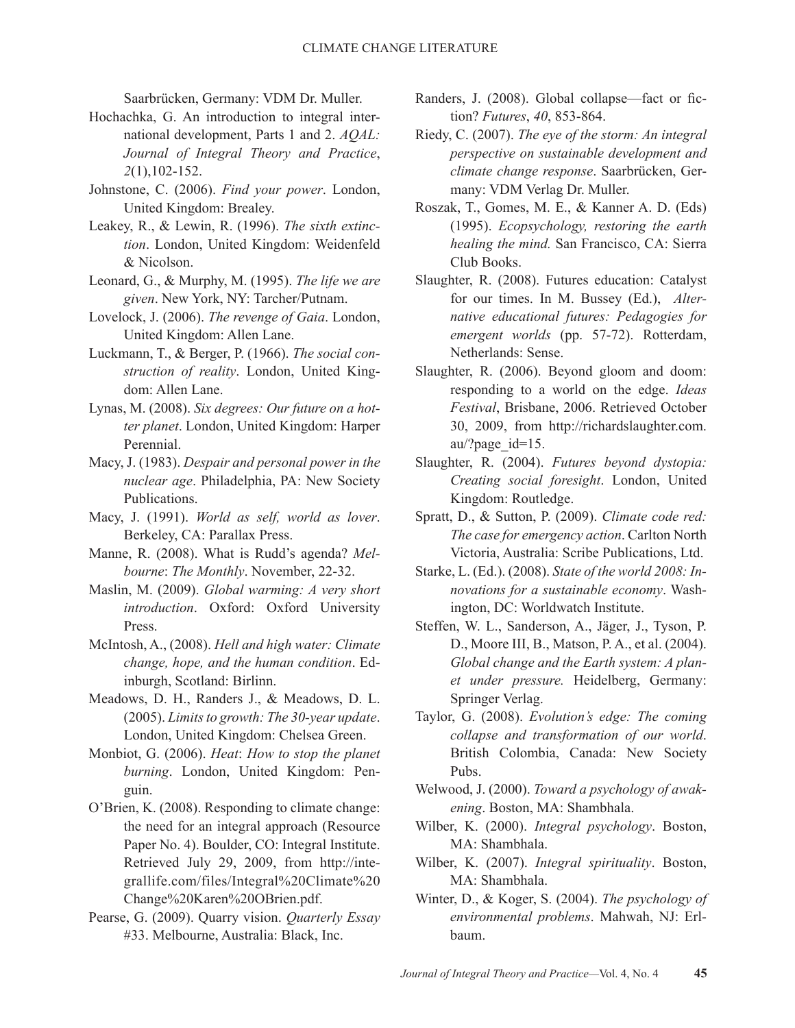Saarbrücken, Germany: VDM Dr. Muller.

Hochachka, G. An introduction to integral international development, Parts 1 and 2. *AQAL: Journal of Integral Theory and Practice*, *2*(1),102-152.

Johnstone, C. (2006). *Find your power*. London, United Kingdom: Brealey.

Leakey, R., & Lewin, R. (1996). *The sixth extinction*. London, United Kingdom: Weidenfeld & Nicolson.

Leonard, G., & Murphy, M. (1995). *The life we are given*. New York, NY: Tarcher/Putnam.

Lovelock, J. (2006). *The revenge of Gaia*. London, United Kingdom: Allen Lane.

Luckmann, T., & Berger, P. (1966). *The social construction of reality*. London, United Kingdom: Allen Lane.

Lynas, M. (2008). *Six degrees: Our future on a hotter planet*. London, United Kingdom: Harper Perennial.

Macy, J. (1983). *Despair and personal power in the nuclear age*. Philadelphia, PA: New Society Publications.

Macy, J. (1991). *World as self, world as lover*. Berkeley, CA: Parallax Press.

Manne, R. (2008). What is Rudd's agenda? *Melbourne*: *The Monthly*. November, 22-32.

Maslin, M. (2009). *Global warming: A very short introduction*. Oxford: Oxford University Press.

McIntosh, A., (2008). *Hell and high water: Climate change, hope, and the human condition*. Edinburgh, Scotland: Birlinn.

Meadows, D. H., Randers J., & Meadows, D. L. (2005). *Limits to growth: The 30-year update*. London, United Kingdom: Chelsea Green.

Monbiot, G. (2006). *Heat*: *How to stop the planet burning*. London, United Kingdom: Penguin.

O'Brien, K. (2008). Responding to climate change: the need for an integral approach (Resource Paper No. 4). Boulder, CO: Integral Institute. Retrieved July 29, 2009, from http://integrallife.com/files/Integral%20Climate%20Change%20Karen%20OBrien.pdf.

Pearse, G. (2009). Quarry vision. *Quarterly Essay* #33. Melbourne, Australia: Black, Inc.

Randers, J. (2008). Global collapse—fact or fiction? *Futures*, *40*, 853-864.

Riedy, C. (2007). *The eye of the storm: An integral perspective on sustainable development and climate change response*. Saarbrücken, Germany: VDM Verlag Dr. Muller.

Roszak, T., Gomes, M. E., & Kanner A. D. (Eds) (1995). *Ecopsychology, restoring the earth healing the mind.* San Francisco, CA: Sierra Club Books.

Slaughter, R. (2008). Futures education: Catalyst for our times. In M. Bussey (Ed.), *Alternative educational futures: Pedagogies for emergent worlds* (pp. 57-72). Rotterdam, Netherlands: Sense.

Slaughter, R. (2006). Beyond gloom and doom: responding to a world on the edge. *Ideas Festival*, Brisbane, 2006. Retrieved October 30, 2009, from http://richardslaughter.com.au/?page_id=15.

Slaughter, R. (2004). *Futures beyond dystopia: Creating social foresight*. London, United Kingdom: Routledge.

Spratt, D., & Sutton, P. (2009). *Climate code red: The case for emergency action*. Carlton North Victoria, Australia: Scribe Publications, Ltd.

Starke, L. (Ed.). (2008). *State of the world 2008: Innovations for a sustainable economy*. Washington, DC: Worldwatch Institute.

Steffen, W. L., Sanderson, A., Jäger, J., Tyson, P. D., Moore III, B., Matson, P. A., et al. (2004). *Global change and the Earth system: A planet under pressure.* Heidelberg, Germany: Springer Verlag.

Taylor, G. (2008). *Evolution's edge: The coming collapse and transformation of our world*. British Colombia, Canada: New Society Pubs.

Welwood, J. (2000). *Toward a psychology of awakening*. Boston, MA: Shambhala.

Wilber, K. (2000). *Integral psychology*. Boston, MA: Shambhala.

Wilber, K. (2007). *Integral spirituality*. Boston, MA: Shambhala.

Winter, D., & Koger, S. (2004). *The psychology of environmental problems*. Mahwah, NJ: Erlbaum.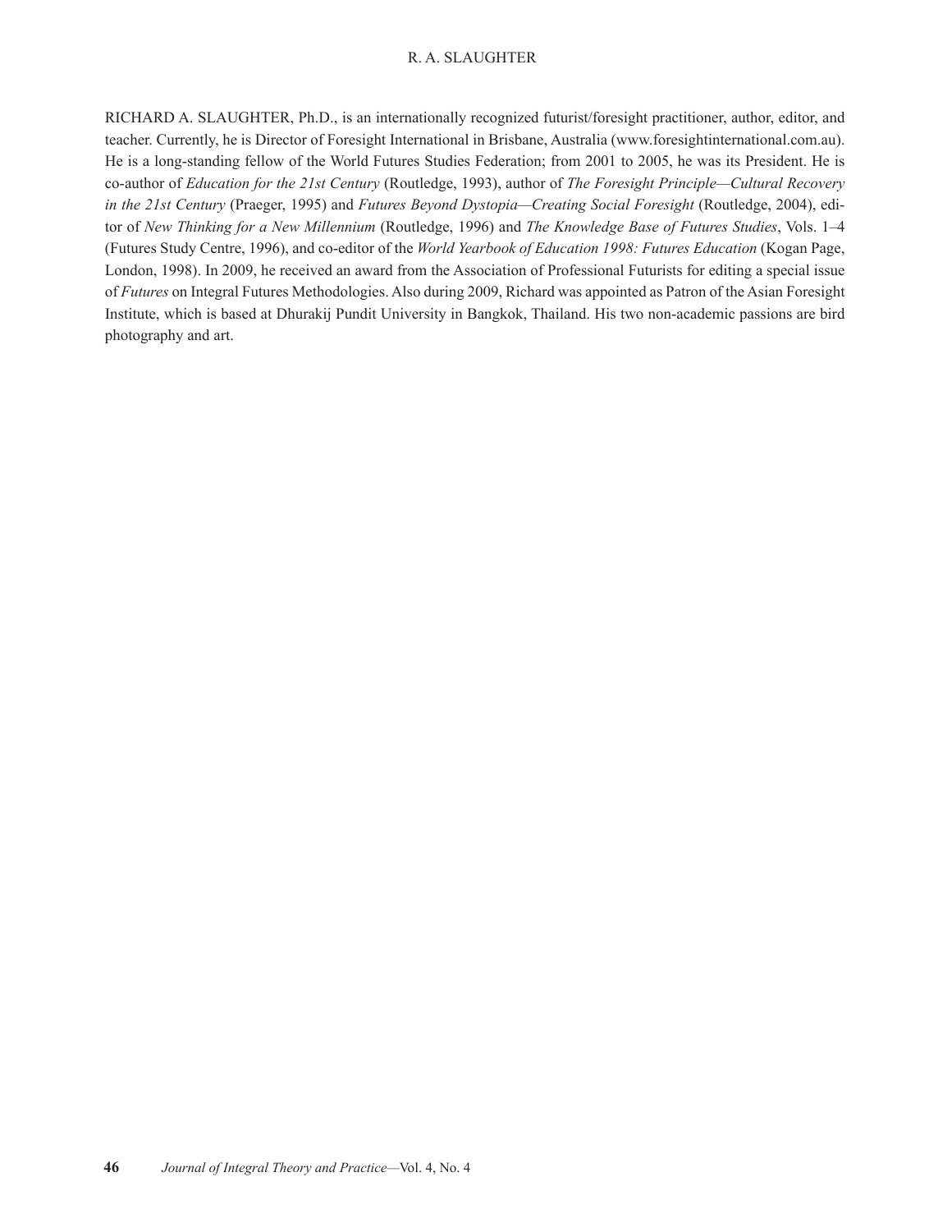RICHARD A. SLAUGHTER, Ph.D., is an internationally recognized futurist/foresight practitioner, author, editor, and teacher. Currently, he is Director of Foresight International in Brisbane, Australia (www.foresightinternational.com.au). He is a long-standing fellow of the World Futures Studies Federation; from 2001 to 2005, he was its President. He is co-author of *Education for the 21st Century* (Routledge, 1993), author of *The Foresight Principle—Cultural Recovery in the 21st Century* (Praeger, 1995) and *Futures Beyond Dystopia—Creating Social Foresight* (Routledge, 2004), editor of *New Thinking for a New Millennium* (Routledge, 1996) and *The Knowledge Base of Futures Studies*, Vols. 1–4 (Futures Study Centre, 1996), and co-editor of the *World Yearbook of Education 1998: Futures Education* (Kogan Page, London, 1998). In 2009, he received an award from the Association of Professional Futurists for editing a special issue of *Futures* on Integral Futures Methodologies. Also during 2009, Richard was appointed as Patron of the Asian Foresight Institute, which is based at Dhurakij Pundit University in Bangkok, Thailand. His two non-academic passions are bird photography and art.